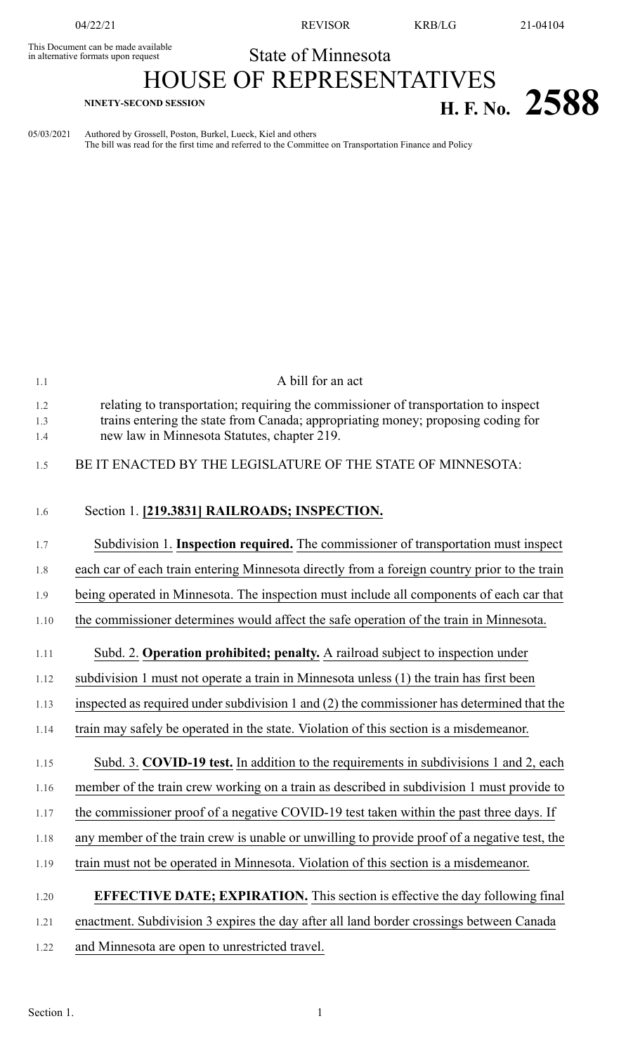04/22/21 REVISOR KRB/LG 21-04104

This Document can be made available in alternative formats upon request

State of Minnesota

# HOUSE OF REPRESENTATIVES

**NINETY-SECOND SESSION**

# H. F. No. 2588

05/03/2021 Authored by Grossell, Poston, Burkel, Lueck, Kiel and others
The bill was read for the first time and referred to the Committee on Transportation Finance and Policy

A bill for an act

relating to transportation; requiring the commissioner of transportation to inspect trains entering the state from Canada; appropriating money; proposing coding for new law in Minnesota Statutes, chapter 219.

BE IT ENACTED BY THE LEGISLATURE OF THE STATE OF MINNESOTA:

Section 1. **[219.3831] RAILROADS; INSPECTION.**

Subdivision 1. **Inspection required.** The commissioner of transportation must inspect each car of each train entering Minnesota directly from a foreign country prior to the train being operated in Minnesota. The inspection must include all components of each car that the commissioner determines would affect the safe operation of the train in Minnesota.

Subd. 2. **Operation prohibited; penalty.** A railroad subject to inspection under subdivision 1 must not operate a train in Minnesota unless (1) the train has first been inspected as required under subdivision 1 and (2) the commissioner has determined that the train may safely be operated in the state. Violation of this section is a misdemeanor.

Subd. 3. **COVID-19 test.** In addition to the requirements in subdivisions 1 and 2, each member of the train crew working on a train as described in subdivision 1 must provide to the commissioner proof of a negative COVID-19 test taken within the past three days. If any member of the train crew is unable or unwilling to provide proof of a negative test, the train must not be operated in Minnesota. Violation of this section is a misdemeanor.

**EFFECTIVE DATE; EXPIRATION.** This section is effective the day following final enactment. Subdivision 3 expires the day after all land border crossings between Canada and Minnesota are open to unrestricted travel.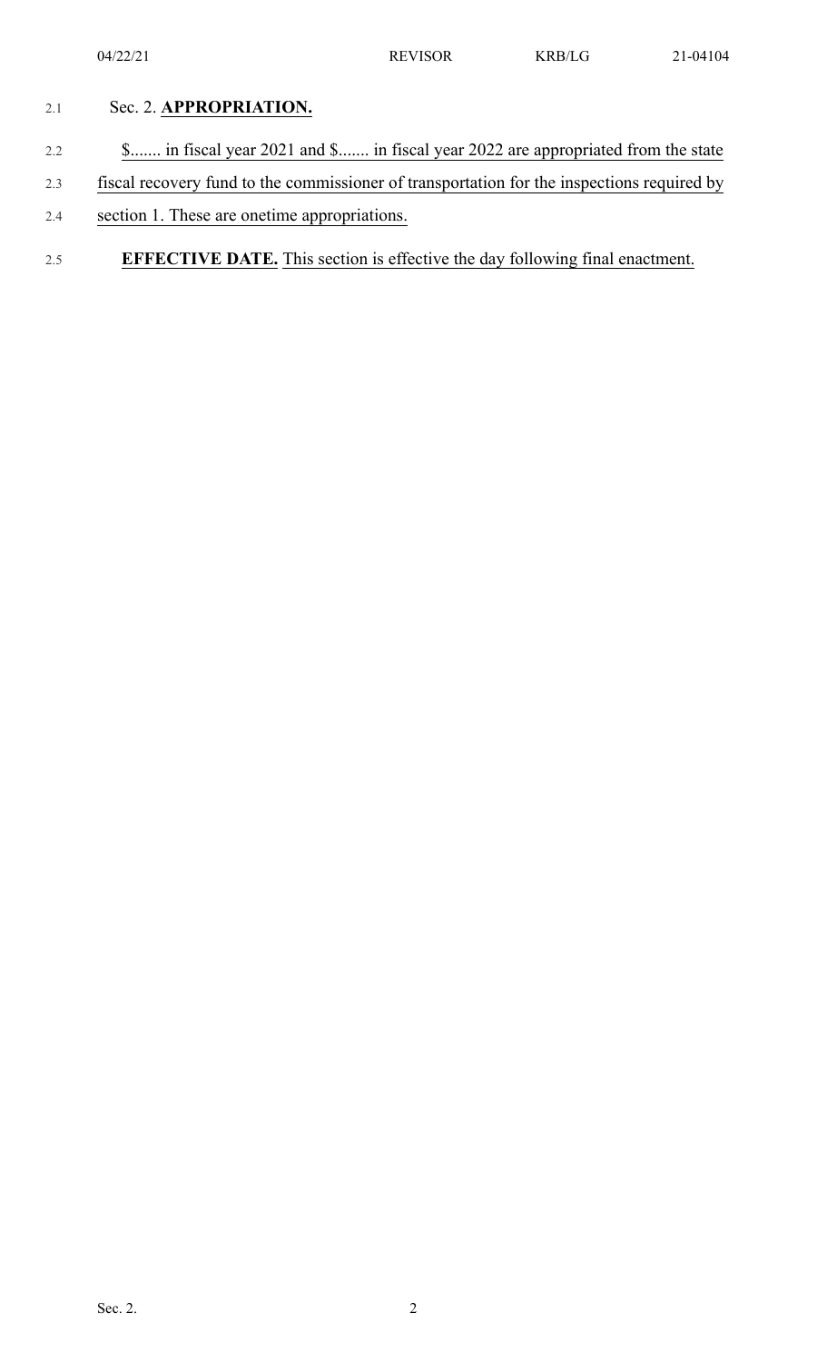Sec. 2. **APPROPRIATION.**

$....... in fiscal year 2021 and $....... in fiscal year 2022 are appropriated from the state fiscal recovery fund to the commissioner of transportation for the inspections required by section 1. These are onetime appropriations.

**EFFECTIVE DATE.** This section is effective the day following final enactment.